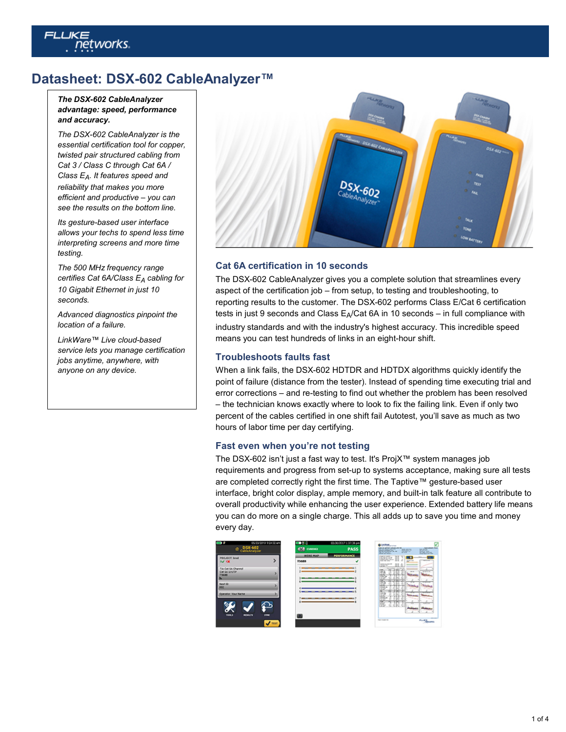# Datasheet: DSX-602 CableAnalyzer™

***The DSX-602 CableAnalyzer advantage: speed, performance and accuracy.***

*The DSX-602 CableAnalyzer is the essential certification tool for copper, twisted pair structured cabling from Cat 3 / Class C through Cat 6A / Class $E_A$. It features speed and reliability that makes you more efficient and productive – you can see the results on the bottom line.*

*Its gesture-based user interface allows your techs to spend less time interpreting screens and more time testing.*

*The 500 MHz frequency range certifies Cat 6A/Class $E_A$ cabling for 10 Gigabit Ethernet in just 10 seconds.*

*Advanced diagnostics pinpoint the location of a failure.*

*LinkWare™ Live cloud-based service lets you manage certification jobs anytime, anywhere, with anyone on any device.*

## Cat 6A certification in 10 seconds

The DSX-602 CableAnalyzer gives you a complete solution that streamlines every aspect of the certification job – from setup, to testing and troubleshooting, to reporting results to the customer. The DSX-602 performs Class E/Cat 6 certification tests in just 9 seconds and Class $E_A$/Cat 6A in 10 seconds – in full compliance with industry standards and with the industry's highest accuracy. This incredible speed means you can test hundreds of links in an eight-hour shift.

## Troubleshoots faults fast

When a link fails, the DSX-602 HDTDR and HDTDX algorithms quickly identify the point of failure (distance from the tester). Instead of spending time executing trial and error corrections – and re-testing to find out whether the problem has been resolved – the technician knows exactly where to look to fix the failing link. Even if only two percent of the cables certified in one shift fail Autotest, you'll save as much as two hours of labor time per day certifying.

## Fast even when you're not testing

The DSX-602 isn't just a fast way to test. It's ProjX™ system manages job requirements and progress from set-up to systems acceptance, making sure all tests are completed correctly right the first time. The Taptive™ gesture-based user interface, bright color display, ample memory, and built-in talk feature all contribute to overall productivity while enhancing the user experience. Extended battery life means you can do more on a single charge. This all adds up to save you time and money every day.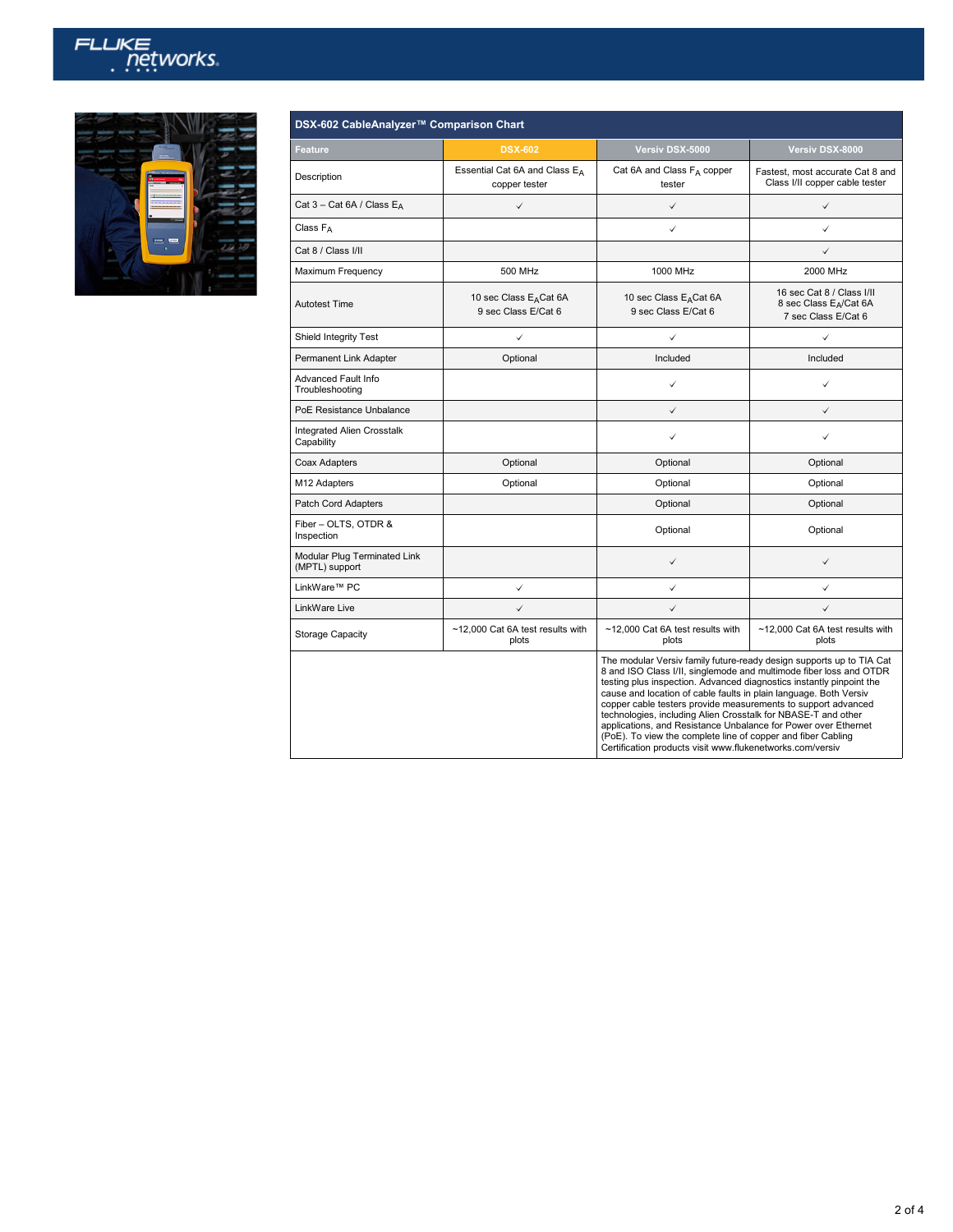## DSX-602 CableAnalyzer™ Comparison Chart

| Feature | DSX-602 | Versiv DSX-5000 | Versiv DSX-8000 |
|---|---|---|---|
| Description | Essential Cat 6A and Class $E_A$ copper tester | Cat 6A and Class $F_A$ copper tester | Fastest, most accurate Cat 8 and Class I/II copper cable tester |
| Cat 3 – Cat 6A / Class $E_A$ | ✓ | ✓ | ✓ |
| Class $F_A$ | | ✓ | ✓ |
| Cat 8 / Class I/II | | | ✓ |
| Maximum Frequency | 500 MHz | 1000 MHz | 2000 MHz |
| Autotest Time | 10 sec Class $E_A$Cat 6A<br>9 sec Class E/Cat 6 | 10 sec Class $E_A$Cat 6A<br>9 sec Class E/Cat 6 | 16 sec Cat 8 / Class I/II<br>8 sec Class $E_A$/Cat 6A<br>7 sec Class E/Cat 6 |
| Shield Integrity Test | ✓ | ✓ | ✓ |
| Permanent Link Adapter | Optional | Included | Included |
| Advanced Fault Info Troubleshooting | | ✓ | ✓ |
| PoE Resistance Unbalance | | ✓ | ✓ |
| Integrated Alien Crosstalk Capability | | ✓ | ✓ |
| Coax Adapters | Optional | Optional | Optional |
| M12 Adapters | Optional | Optional | Optional |
| Patch Cord Adapters | | Optional | Optional |
| Fiber – OLTS, OTDR & Inspection | | Optional | Optional |
| Modular Plug Terminated Link (MPTL) support | | ✓ | ✓ |
| LinkWare™ PC | ✓ | ✓ | ✓ |
| LinkWare Live | ✓ | ✓ | ✓ |
| Storage Capacity | ~12,000 Cat 6A test results with plots | ~12,000 Cat 6A test results with plots | ~12,000 Cat 6A test results with plots |

The modular Versiv family future-ready design supports up to TIA Cat 8 and ISO Class I/II, singlemode and multimode fiber loss and OTDR testing plus inspection. Advanced diagnostics instantly pinpoint the cause and location of cable faults in plain language. Both Versiv copper cable testers provide measurements to support advanced technologies, including Alien Crosstalk for NBASE-T and other applications, and Resistance Unbalance for Power over Ethernet (PoE). To view the complete line of copper and fiber Cabling Certification products visit www.flukenetworks.com/versiv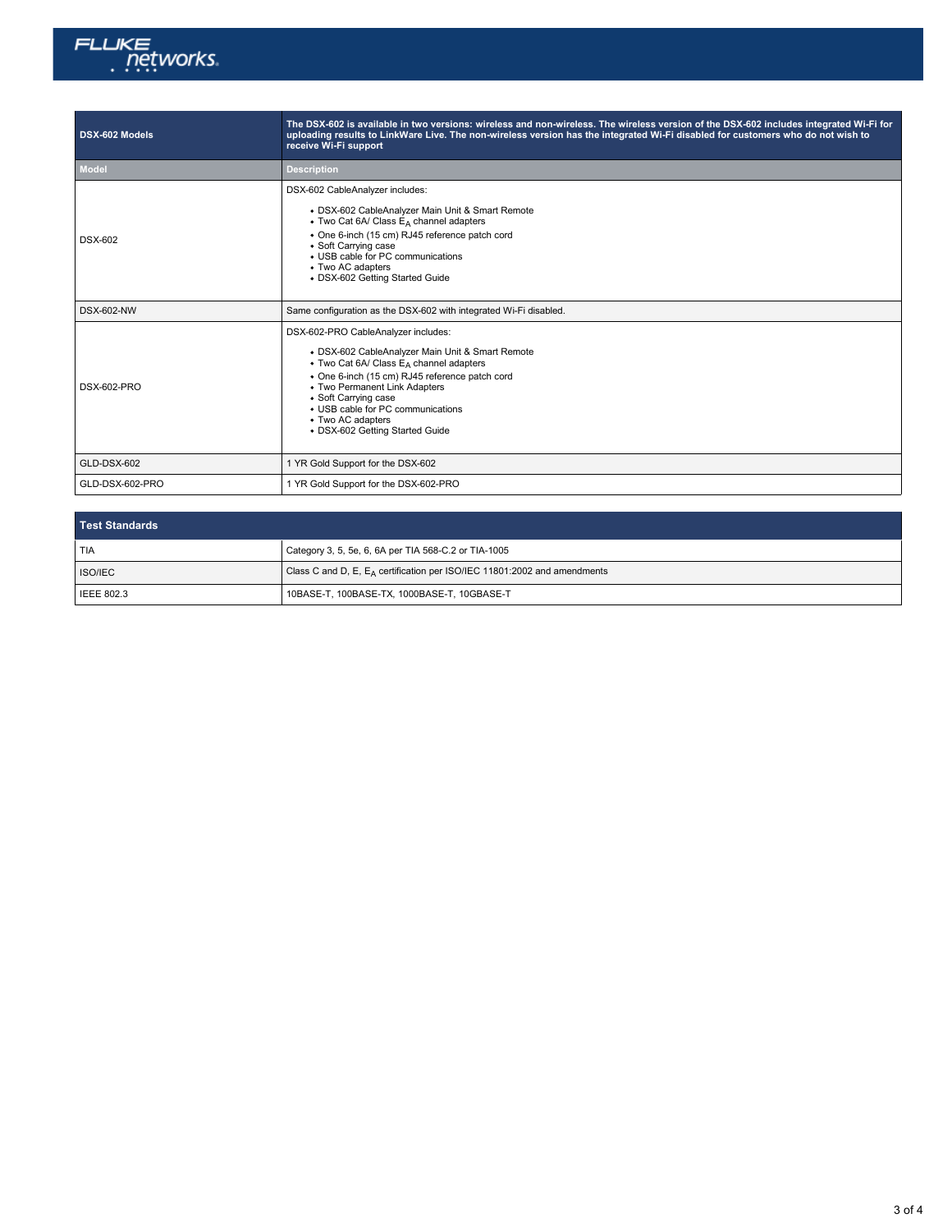| DSX-602 Models | The DSX-602 is available in two versions: wireless and non-wireless. The wireless version of the DSX-602 includes integrated Wi-Fi for uploading results to LinkWare Live. The non-wireless version has the integrated Wi-Fi disabled for customers who do not wish to receive Wi-Fi support |
|---|---|
| **Model** | **Description** |
| DSX-602 | DSX-602 CableAnalyzer includes:<br>• DSX-602 CableAnalyzer Main Unit & Smart Remote<br>• Two Cat 6A/ Class $E_A$ channel adapters<br>• One 6-inch (15 cm) RJ45 reference patch cord<br>• Soft Carrying case<br>• USB cable for PC communications<br>• Two AC adapters<br>• DSX-602 Getting Started Guide |
| DSX-602-NW | Same configuration as the DSX-602 with integrated Wi-Fi disabled. |
| DSX-602-PRO | DSX-602-PRO CableAnalyzer includes:<br>• DSX-602 CableAnalyzer Main Unit & Smart Remote<br>• Two Cat 6A/ Class $E_A$ channel adapters<br>• One 6-inch (15 cm) RJ45 reference patch cord<br>• Two Permanent Link Adapters<br>• Soft Carrying case<br>• USB cable for PC communications<br>• Two AC adapters<br>• DSX-602 Getting Started Guide |
| GLD-DSX-602 | 1 YR Gold Support for the DSX-602 |
| GLD-DSX-602-PRO | 1 YR Gold Support for the DSX-602-PRO |

| Test Standards | |
|---|---|
| TIA | Category 3, 5, 5e, 6, 6A per TIA 568-C.2 or TIA-1005 |
| ISO/IEC | Class C and D, E, $E_A$ certification per ISO/IEC 11801:2002 and amendments |
| IEEE 802.3 | 10BASE-T, 100BASE-TX, 1000BASE-T, 10GBASE-T |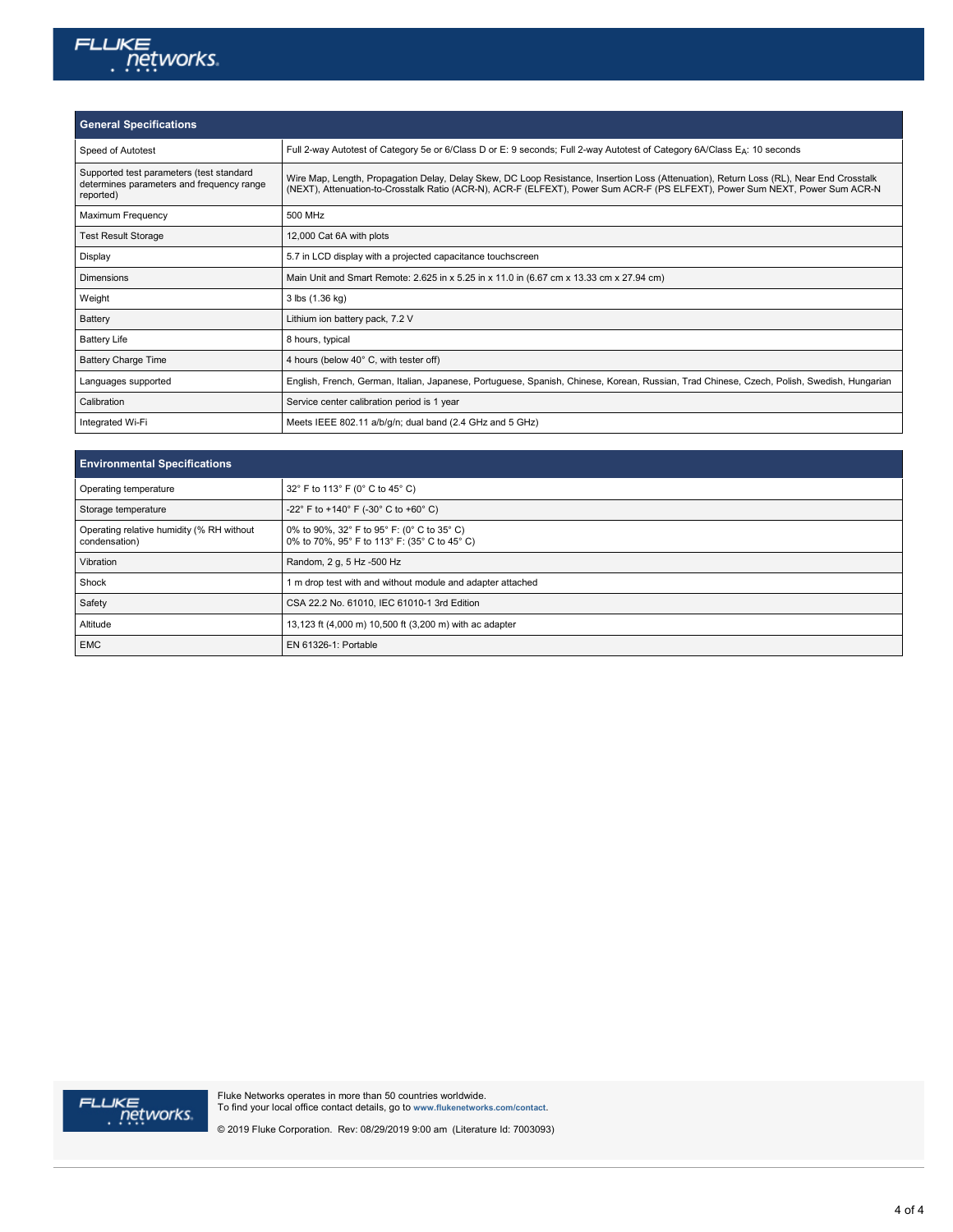| General Specifications | |
|---|---|
| Speed of Autotest | Full 2-way Autotest of Category 5e or 6/Class D or E: 9 seconds; Full 2-way Autotest of Category 6A/Class $E_A$: 10 seconds |
| Supported test parameters (test standard determines parameters and frequency range reported) | Wire Map, Length, Propagation Delay, Delay Skew, DC Loop Resistance, Insertion Loss (Attenuation), Return Loss (RL), Near End Crosstalk (NEXT), Attenuation-to-Crosstalk Ratio (ACR-N), ACR-F (ELFEXT), Power Sum ACR-F (PS ELFEXT), Power Sum NEXT, Power Sum ACR-N |
| Maximum Frequency | 500 MHz |
| Test Result Storage | 12,000 Cat 6A with plots |
| Display | 5.7 in LCD display with a projected capacitance touchscreen |
| Dimensions | Main Unit and Smart Remote: 2.625 in x 5.25 in x 11.0 in (6.67 cm x 13.33 cm x 27.94 cm) |
| Weight | 3 lbs (1.36 kg) |
| Battery | Lithium ion battery pack, 7.2 V |
| Battery Life | 8 hours, typical |
| Battery Charge Time | 4 hours (below 40° C, with tester off) |
| Languages supported | English, French, German, Italian, Japanese, Portuguese, Spanish, Chinese, Korean, Russian, Trad Chinese, Czech, Polish, Swedish, Hungarian |
| Calibration | Service center calibration period is 1 year |
| Integrated Wi-Fi | Meets IEEE 802.11 a/b/g/n; dual band (2.4 GHz and 5 GHz) |

| Environmental Specifications | |
|---|---|
| Operating temperature | 32° F to 113° F (0° C to 45° C) |
| Storage temperature | -22° F to +140° F (-30° C to +60° C) |
| Operating relative humidity (% RH without condensation) | 0% to 90%, 32° F to 95° F: (0° C to 35° C)<br>0% to 70%, 95° F to 113° F: (35° C to 45° C) |
| Vibration | Random, 2 g, 5 Hz -500 Hz |
| Shock | 1 m drop test with and without module and adapter attached |
| Safety | CSA 22.2 No. 61010, IEC 61010-1 3rd Edition |
| Altitude | 13,123 ft (4,000 m) 10,500 ft (3,200 m) with ac adapter |
| EMC | EN 61326-1: Portable |

Fluke Networks operates in more than 50 countries worldwide.
To find your local office contact details, go to **www.flukenetworks.com/contact**.

© 2019 Fluke Corporation. Rev: 08/29/2019 9:00 am (Literature Id: 7003093)